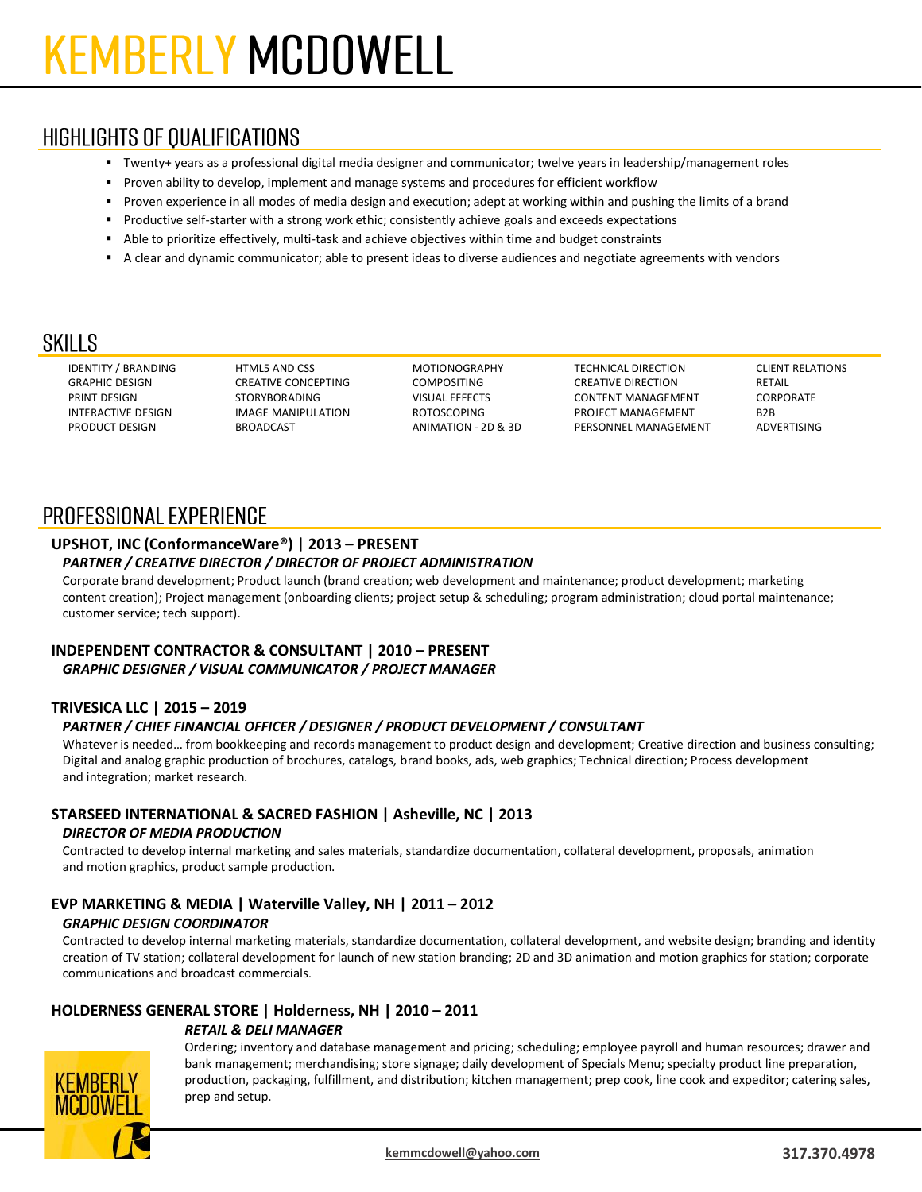# KEMBERLY MCDOWELL

## HIGHLIGHTS OF QUALIFICATIONS

- Twenty+ years as a professional digital media designer and communicator; twelve years in leadership/management roles
- Proven ability to develop, implement and manage systems and procedures for efficient workflow
- Proven experience in all modes of media design and execution; adept at working within and pushing the limits of a brand
- Productive self-starter with a strong work ethic; consistently achieve goals and exceeds expectations
- Able to prioritize effectively, multi-task and achieve objectives within time and budget constraints
- A clear and dynamic communicator; able to present ideas to diverse audiences and negotiate agreements with vendors

## SKILLS

| | | | | |
|---|---|---|---|---|
| IDENTITY / BRANDING | HTML5 AND CSS | MOTIONOGRAPHY | TECHNICAL DIRECTION | CLIENT RELATIONS |
| GRAPHIC DESIGN | CREATIVE CONCEPTING | COMPOSITING | CREATIVE DIRECTION | RETAIL |
| PRINT DESIGN | STORYBORADING | VISUAL EFFECTS | CONTENT MANAGEMENT | CORPORATE |
| INTERACTIVE DESIGN | IMAGE MANIPULATION | ROTOSCOPING | PROJECT MANAGEMENT | B2B |
| PRODUCT DESIGN | BROADCAST | ANIMATION - 2D & 3D | PERSONNEL MANAGEMENT | ADVERTISING |

## PROFESSIONAL EXPERIENCE

**UPSHOT, INC (ConformanceWare®) | 2013 – PRESENT**

***PARTNER / CREATIVE DIRECTOR / DIRECTOR OF PROJECT ADMINISTRATION***

Corporate brand development; Product launch (brand creation; web development and maintenance; product development; marketing content creation); Project management (onboarding clients; project setup & scheduling; program administration; cloud portal maintenance; customer service; tech support).

**INDEPENDENT CONTRACTOR & CONSULTANT | 2010 – PRESENT**

***GRAPHIC DESIGNER / VISUAL COMMUNICATOR / PROJECT MANAGER***

**TRIVESICA LLC | 2015 – 2019**

***PARTNER / CHIEF FINANCIAL OFFICER / DESIGNER / PRODUCT DEVELOPMENT / CONSULTANT***

Whatever is needed… from bookkeeping and records management to product design and development; Creative direction and business consulting; Digital and analog graphic production of brochures, catalogs, brand books, ads, web graphics; Technical direction; Process development and integration; market research.

**STARSEED INTERNATIONAL & SACRED FASHION | Asheville, NC | 2013**

***DIRECTOR OF MEDIA PRODUCTION***

Contracted to develop internal marketing and sales materials, standardize documentation, collateral development, proposals, animation and motion graphics, product sample production.

**EVP MARKETING & MEDIA | Waterville Valley, NH | 2011 – 2012**

***GRAPHIC DESIGN COORDINATOR***

Contracted to develop internal marketing materials, standardize documentation, collateral development, and website design; branding and identity creation of TV station; collateral development for launch of new station branding; 2D and 3D animation and motion graphics for station; corporate communications and broadcast commercials.

**HOLDERNESS GENERAL STORE | Holderness, NH | 2010 – 2011**

***RETAIL & DELI MANAGER***

Ordering; inventory and database management and pricing; scheduling; employee payroll and human resources; drawer and bank management; merchandising; store signage; daily development of Specials Menu; specialty product line preparation, production, packaging, fulfillment, and distribution; kitchen management; prep cook, line cook and expeditor; catering sales, prep and setup.

KEMBERLY MCDOWELL

kemmcdowell@yahoo.com

317.370.4978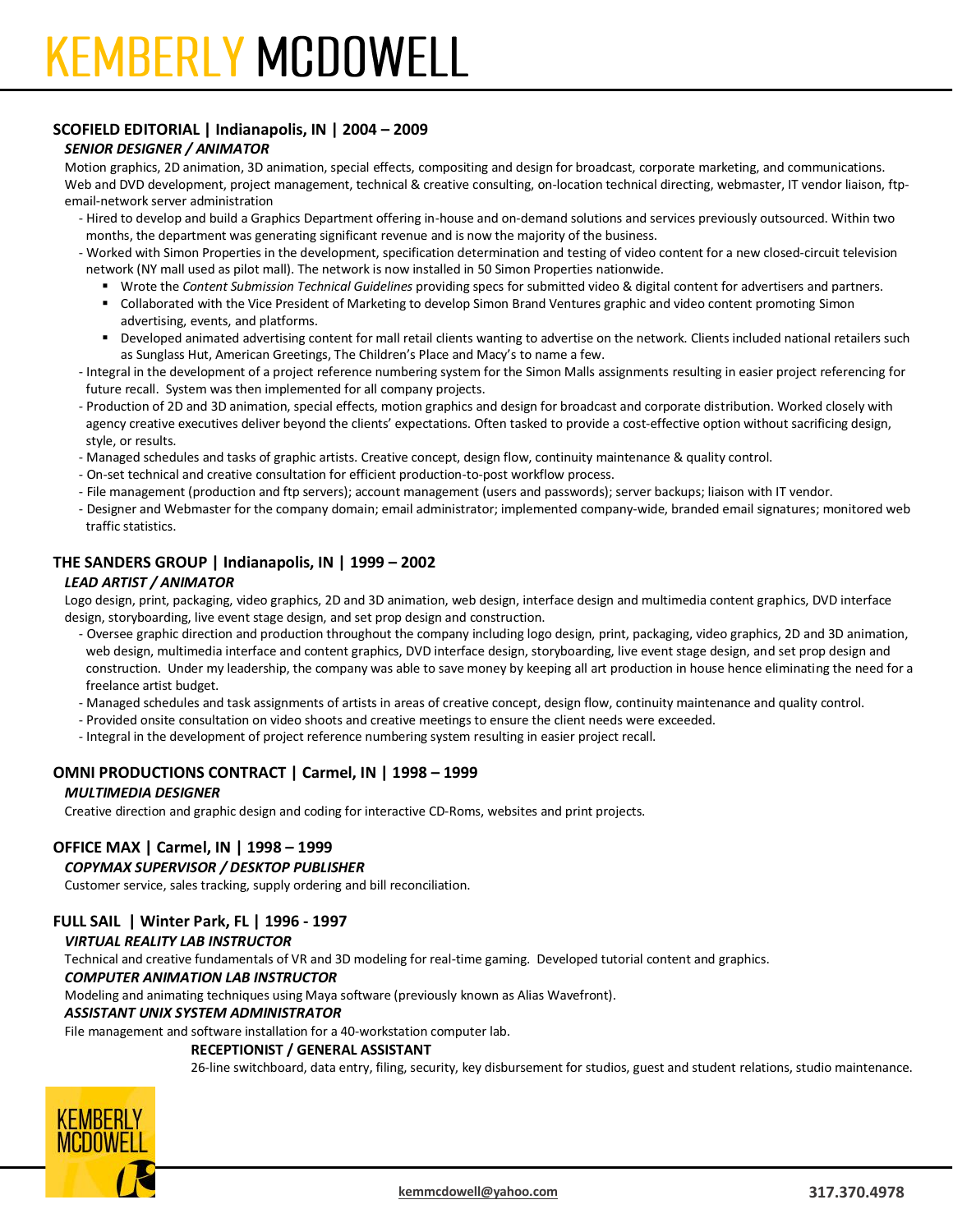# KEMBERLY MCDOWELL

### SCOFIELD EDITORIAL | Indianapolis, IN | 2004 – 2009

***SENIOR DESIGNER / ANIMATOR***

Motion graphics, 2D animation, 3D animation, special effects, compositing and design for broadcast, corporate marketing, and communications. Web and DVD development, project management, technical & creative consulting, on-location technical directing, webmaster, IT vendor liaison, ftp-email-network server administration

- Hired to develop and build a Graphics Department offering in-house and on-demand solutions and services previously outsourced. Within two months, the department was generating significant revenue and is now the majority of the business.
- Worked with Simon Properties in the development, specification determination and testing of video content for a new closed-circuit television network (NY mall used as pilot mall). The network is now installed in 50 Simon Properties nationwide.
  - Wrote the *Content Submission Technical Guidelines* providing specs for submitted video & digital content for advertisers and partners.
  - Collaborated with the Vice President of Marketing to develop Simon Brand Ventures graphic and video content promoting Simon advertising, events, and platforms.
  - Developed animated advertising content for mall retail clients wanting to advertise on the network. Clients included national retailers such as Sunglass Hut, American Greetings, The Children's Place and Macy's to name a few.
- Integral in the development of a project reference numbering system for the Simon Malls assignments resulting in easier project referencing for future recall. System was then implemented for all company projects.
- Production of 2D and 3D animation, special effects, motion graphics and design for broadcast and corporate distribution. Worked closely with agency creative executives deliver beyond the clients' expectations. Often tasked to provide a cost-effective option without sacrificing design, style, or results.
- Managed schedules and tasks of graphic artists. Creative concept, design flow, continuity maintenance & quality control.
- On-set technical and creative consultation for efficient production-to-post workflow process.
- File management (production and ftp servers); account management (users and passwords); server backups; liaison with IT vendor.
- Designer and Webmaster for the company domain; email administrator; implemented company-wide, branded email signatures; monitored web traffic statistics.

### THE SANDERS GROUP | Indianapolis, IN | 1999 – 2002

***LEAD ARTIST / ANIMATOR***

Logo design, print, packaging, video graphics, 2D and 3D animation, web design, interface design and multimedia content graphics, DVD interface design, storyboarding, live event stage design, and set prop design and construction.

- Oversee graphic direction and production throughout the company including logo design, print, packaging, video graphics, 2D and 3D animation, web design, multimedia interface and content graphics, DVD interface design, storyboarding, live event stage design, and set prop design and construction. Under my leadership, the company was able to save money by keeping all art production in house hence eliminating the need for a freelance artist budget.
- Managed schedules and task assignments of artists in areas of creative concept, design flow, continuity maintenance and quality control.
- Provided onsite consultation on video shoots and creative meetings to ensure the client needs were exceeded.
- Integral in the development of project reference numbering system resulting in easier project recall.

### OMNI PRODUCTIONS CONTRACT | Carmel, IN | 1998 – 1999

***MULTIMEDIA DESIGNER***

Creative direction and graphic design and coding for interactive CD-Roms, websites and print projects.

### OFFICE MAX | Carmel, IN | 1998 – 1999

***COPYMAX SUPERVISOR / DESKTOP PUBLISHER***

Customer service, sales tracking, supply ordering and bill reconciliation.

### FULL SAIL | Winter Park, FL | 1996 - 1997

***VIRTUAL REALITY LAB INSTRUCTOR***

Technical and creative fundamentals of VR and 3D modeling for real-time gaming. Developed tutorial content and graphics.

***COMPUTER ANIMATION LAB INSTRUCTOR***

Modeling and animating techniques using Maya software (previously known as Alias Wavefront).

***ASSISTANT UNIX SYSTEM ADMINISTRATOR***

File management and software installation for a 40-workstation computer lab.

**RECEPTIONIST / GENERAL ASSISTANT**

26-line switchboard, data entry, filing, security, key disbursement for studios, guest and student relations, studio maintenance.

KEMBERLY MCDOWELL

kemmcdowell@yahoo.com

317.370.4978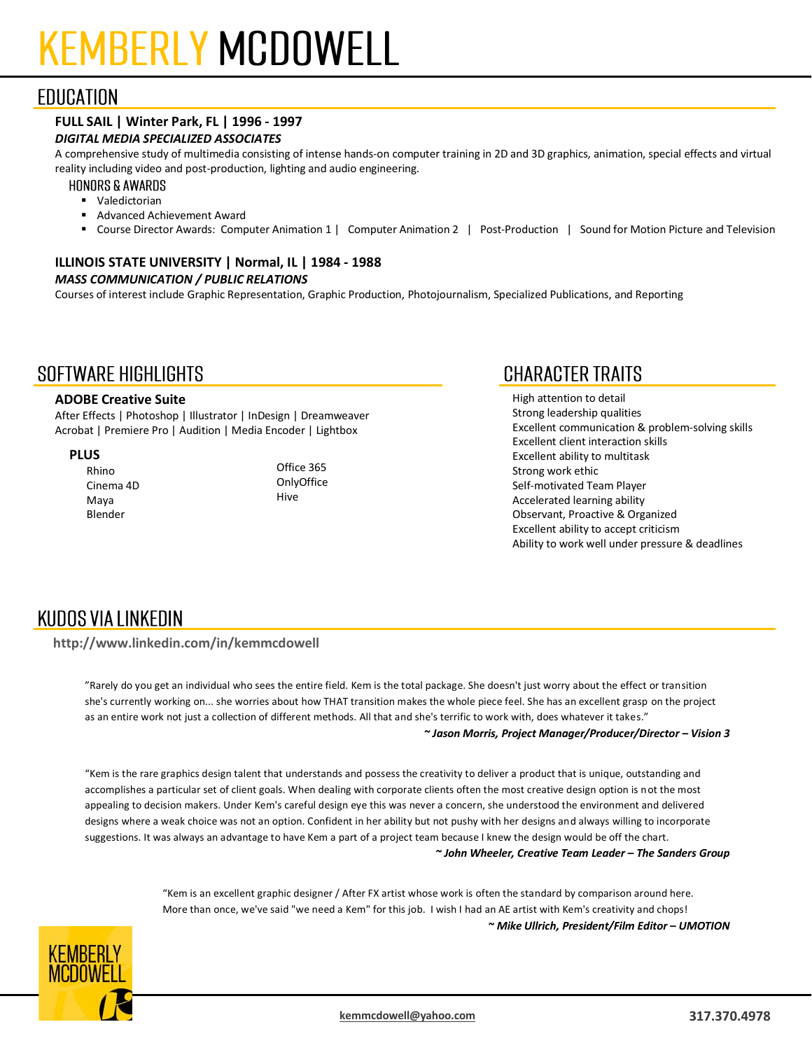# KEMBERLY MCDOWELL

## EDUCATION

**FULL SAIL | Winter Park, FL | 1996 - 1997**

***DIGITAL MEDIA SPECIALIZED ASSOCIATES***

A comprehensive study of multimedia consisting of intense hands-on computer training in 2D and 3D graphics, animation, special effects and virtual reality including video and post-production, lighting and audio engineering.

### HONORS & AWARDS

- Valedictorian
- Advanced Achievement Award
- Course Director Awards: Computer Animation 1 | Computer Animation 2 | Post-Production | Sound for Motion Picture and Television

**ILLINOIS STATE UNIVERSITY | Normal, IL | 1984 - 1988**

***MASS COMMUNICATION / PUBLIC RELATIONS***

Courses of interest include Graphic Representation, Graphic Production, Photojournalism, Specialized Publications, and Reporting

## SOFTWARE HIGHLIGHTS

**ADOBE Creative Suite**

After Effects | Photoshop | Illustrator | InDesign | Dreamweaver
Acrobat | Premiere Pro | Audition | Media Encoder | Lightbox

**PLUS**

Rhino
Cinema 4D
Maya
Blender
Office 365
OnlyOffice
Hive

## CHARACTER TRAITS

High attention to detail
Strong leadership qualities
Excellent communication & problem-solving skills
Excellent client interaction skills
Excellent ability to multitask
Strong work ethic
Self-motivated Team Player
Accelerated learning ability
Observant, Proactive & Organized
Excellent ability to accept criticism
Ability to work well under pressure & deadlines

## KUDOS VIA LINKEDIN

**http://www.linkedin.com/in/kemmcdowell**

”Rarely do you get an individual who sees the entire field. Kem is the total package. She doesn't just worry about the effect or transition she's currently working on... she worries about how THAT transition makes the whole piece feel. She has an excellent grasp on the project as an entire work not just a collection of different methods. All that and she's terrific to work with, does whatever it takes.”

***~ Jason Morris, Project Manager/Producer/Director – Vision 3***

“Kem is the rare graphics design talent that understands and possess the creativity to deliver a product that is unique, outstanding and accomplishes a particular set of client goals. When dealing with corporate clients often the most creative design option is not the most appealing to decision makers. Under Kem's careful design eye this was never a concern, she understood the environment and delivered designs where a weak choice was not an option. Confident in her ability but not pushy with her designs and always willing to incorporate suggestions. It was always an advantage to have Kem a part of a project team because I knew the design would be off the chart.

***~ John Wheeler, Creative Team Leader – The Sanders Group***

“Kem is an excellent graphic designer / After FX artist whose work is often the standard by comparison around here. More than once, we've said "we need a Kem" for this job. I wish I had an AE artist with Kem's creativity and chops!

***~ Mike Ullrich, President/Film Editor – UMOTION***

KEMBERLY MCDOWELL

kemmcdowell@yahoo.com

**317.370.4978**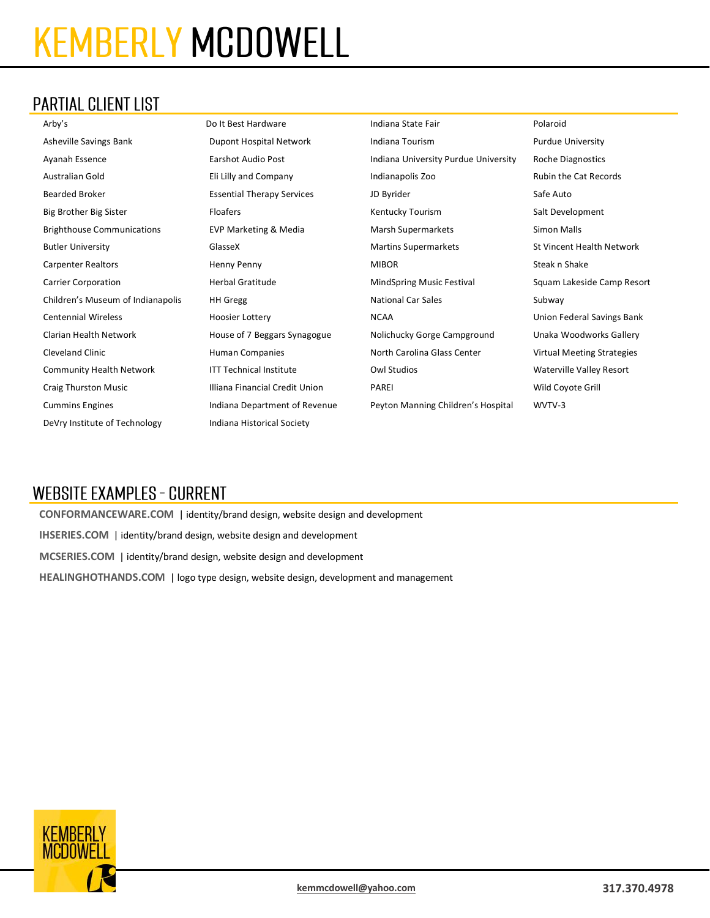# KEMBERLY MCDOWELL

## PARTIAL CLIENT LIST

- Arby's
- Asheville Savings Bank
- Ayanah Essence
- Australian Gold
- Bearded Broker
- Big Brother Big Sister
- Brighthouse Communications
- Butler University
- Carpenter Realtors
- Carrier Corporation
- Children's Museum of Indianapolis
- Centennial Wireless
- Clarian Health Network
- Cleveland Clinic
- Community Health Network
- Craig Thurston Music
- Cummins Engines
- DeVry Institute of Technology
- Do It Best Hardware
- Dupont Hospital Network
- Earshot Audio Post
- Eli Lilly and Company
- Essential Therapy Services
- Floafers
- EVP Marketing & Media
- GlasseX
- Henny Penny
- Herbal Gratitude
- HH Gregg
- Hoosier Lottery
- House of 7 Beggars Synagogue
- Human Companies
- ITT Technical Institute
- Illiana Financial Credit Union
- Indiana Department of Revenue
- Indiana Historical Society
- Indiana State Fair
- Indiana Tourism
- Indiana University Purdue University
- Indianapolis Zoo
- JD Byrider
- Kentucky Tourism
- Marsh Supermarkets
- Martins Supermarkets
- MIBOR
- MindSpring Music Festival
- National Car Sales
- NCAA
- Nolichucky Gorge Campground
- North Carolina Glass Center
- Owl Studios
- PAREI
- Peyton Manning Children's Hospital
- Polaroid
- Purdue University
- Roche Diagnostics
- Rubin the Cat Records
- Safe Auto
- Salt Development
- Simon Malls
- St Vincent Health Network
- Steak n Shake
- Squam Lakeside Camp Resort
- Subway
- Union Federal Savings Bank
- Unaka Woodworks Gallery
- Virtual Meeting Strategies
- Waterville Valley Resort
- Wild Coyote Grill
- WVTV-3

## WEBSITE EXAMPLES - CURRENT

**CONFORMANCEWARE.COM** | identity/brand design, website design and development

**IHSERIES.COM** | identity/brand design, website design and development

**MCSERIES.COM** | identity/brand design, website design and development

**HEALINGHOTHANDS.COM** | logo type design, website design, development and management

KEMBERLY MCDOWELL

kemmcdowell@yahoo.com

**317.370.4978**